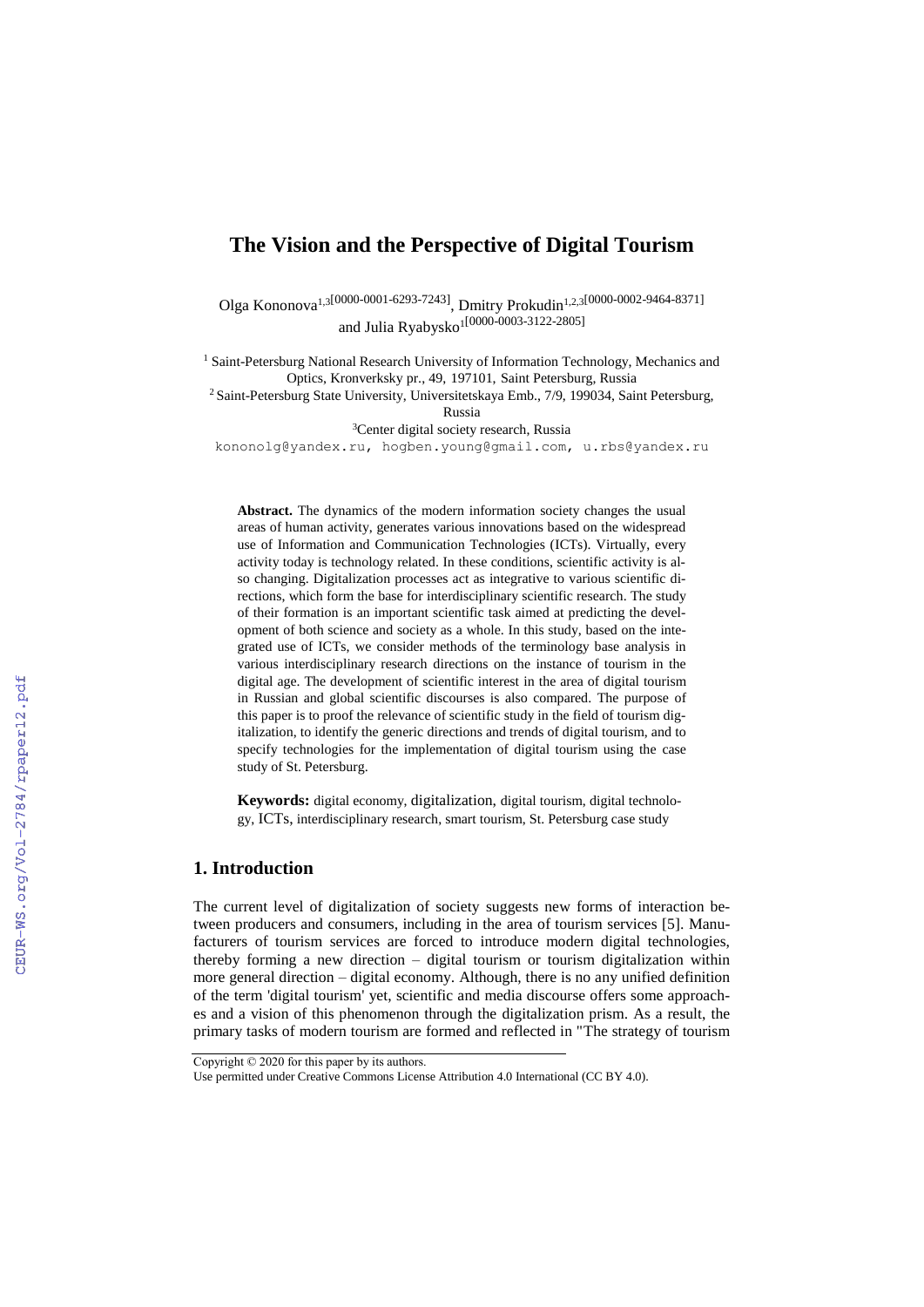# The Vision and the Perspective of Digital Tourism

Olga Kononova[1,3][0000-0001-6293-7243], Dmitry Prokudin[1,2,3][0000-0002-9464-8371] and Julia Ryabysko[1][0000-0003-3122-2805]

[1] Saint-Petersburg National Research University of Information Technology, Mechanics and Optics, Kronverksky pr., 49, 197101, Saint Petersburg, Russia

[2] Saint-Petersburg State University, Universitetskaya Emb., 7/9, 199034, Saint Petersburg, Russia

[3]Center digital society research, Russia

kononolg@yandex.ru, hogben.young@gmail.com, u.rbs@yandex.ru

**Abstract.** The dynamics of the modern information society changes the usual areas of human activity, generates various innovations based on the widespread use of Information and Communication Technologies (ICTs). Virtually, every activity today is technology related. In these conditions, scientific activity is also changing. Digitalization processes act as integrative to various scientific directions, which form the base for interdisciplinary scientific research. The study of their formation is an important scientific task aimed at predicting the development of both science and society as a whole. In this study, based on the integrated use of ICTs, we consider methods of the terminology base analysis in various interdisciplinary research directions on the instance of tourism in the digital age. The development of scientific interest in the area of digital tourism in Russian and global scientific discourses is also compared. The purpose of this paper is to proof the relevance of scientific study in the field of tourism digitalization, to identify the generic directions and trends of digital tourism, and to specify technologies for the implementation of digital tourism using the case study of St. Petersburg.

**Keywords:** digital economy, digitalization, digital tourism, digital technology, ICTs, interdisciplinary research, smart tourism, St. Petersburg case study

## 1. Introduction

The current level of digitalization of society suggests new forms of interaction between producers and consumers, including in the area of tourism services [5]. Manufacturers of tourism services are forced to introduce modern digital technologies, thereby forming a new direction – digital tourism or tourism digitalization within more general direction – digital economy. Although, there is no any unified definition of the term 'digital tourism' yet, scientific and media discourse offers some approaches and a vision of this phenomenon through the digitalization prism. As a result, the primary tasks of modern tourism are formed and reflected in "The strategy of tourism

Copyright © 2020 for this paper by its authors.
Use permitted under Creative Commons License Attribution 4.0 International (CC BY 4.0).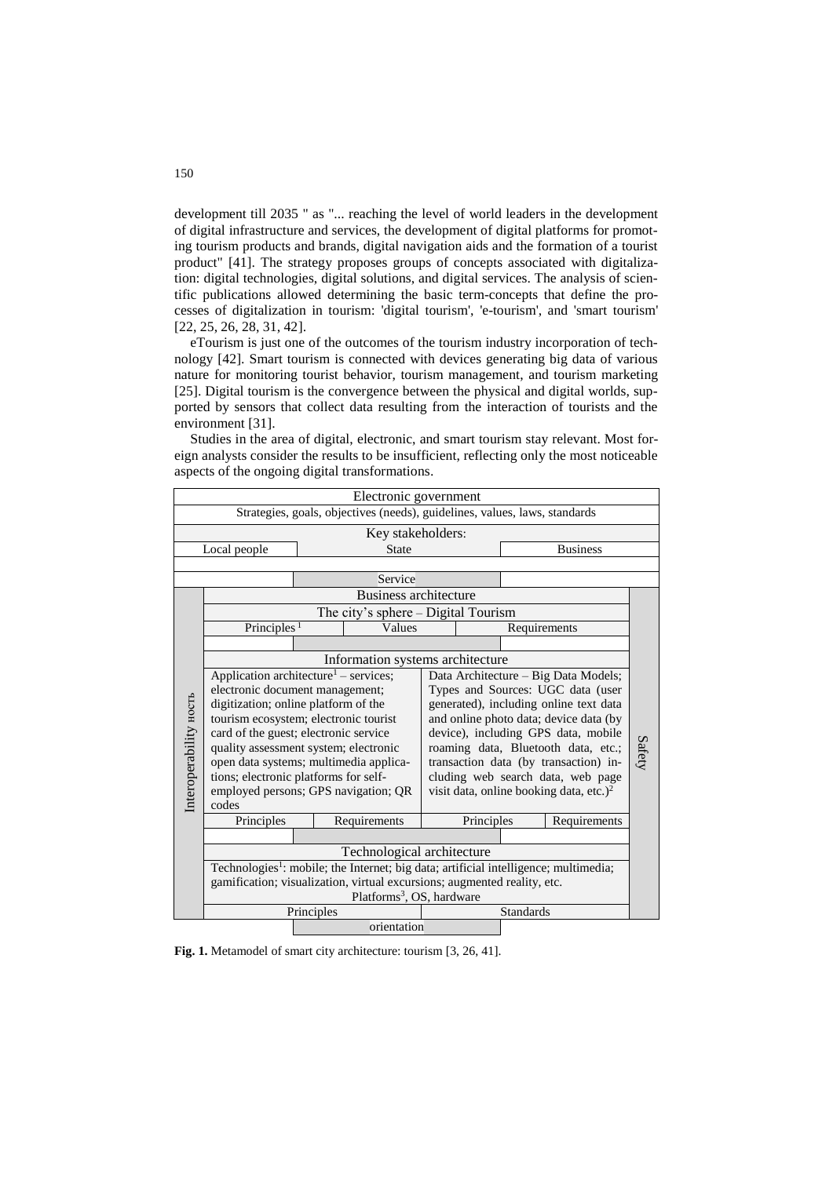development till 2035 " as "... reaching the level of world leaders in the development of digital infrastructure and services, the development of digital platforms for promoting tourism products and brands, digital navigation aids and the formation of a tourist product" [41]. The strategy proposes groups of concepts associated with digitalization: digital technologies, digital solutions, and digital services. The analysis of scientific publications allowed determining the basic term-concepts that define the processes of digitalization in tourism: 'digital tourism', 'e-tourism', and 'smart tourism' [22, 25, 26, 28, 31, 42].

eTourism is just one of the outcomes of the tourism industry incorporation of technology [42]. Smart tourism is connected with devices generating big data of various nature for monitoring tourist behavior, tourism management, and tourism marketing [25]. Digital tourism is the convergence between the physical and digital worlds, supported by sensors that collect data resulting from the interaction of tourists and the environment [31].

Studies in the area of digital, electronic, and smart tourism stay relevant. Most foreign analysts consider the results to be insufficient, reflecting only the most noticeable aspects of the ongoing digital transformations.

| Electronic government | | |
|---|---|---|
| Strategies, goals, objectives (needs), guidelines, values, laws, standards | | |
| Key stakeholders: | | |
| Local people | State | Business |
| | Service | |

| Interoperability ность | Business architecture | | Safety |
|---|---|---|---|
| | The city's sphere – Digital Tourism | | |
| | Principles [1] / Values | Requirements | |
| | Information systems architecture | | |
| | Application architecture[1] – services; electronic document management; digitization; online platform of the tourism ecosystem; electronic tourist card of the guest; electronic service quality assessment system; electronic open data systems; multimedia applications; electronic platforms for self-employed persons; GPS navigation; QR codes | Data Architecture – Big Data Models; Types and Sources: UGC data (user generated), including online text data and online photo data; device data (by device), including GPS data, mobile roaming data, Bluetooth data, etc.; transaction data (by transaction) including web search data, web page visit data, online booking data, etc.)[2] | |
| | Principles / Requirements | Principles / Requirements | |
| | Technological architecture | | |
| | Technologies[1]: mobile; the Internet; big data; artificial intelligence; multimedia; gamification; visualization, virtual excursions; augmented reality, etc. Platforms[3], OS, hardware | | |
| | Principles | Standards | |
| | orientation | | |

**Fig. 1.** Metamodel of smart city architecture: tourism [3, 26, 41].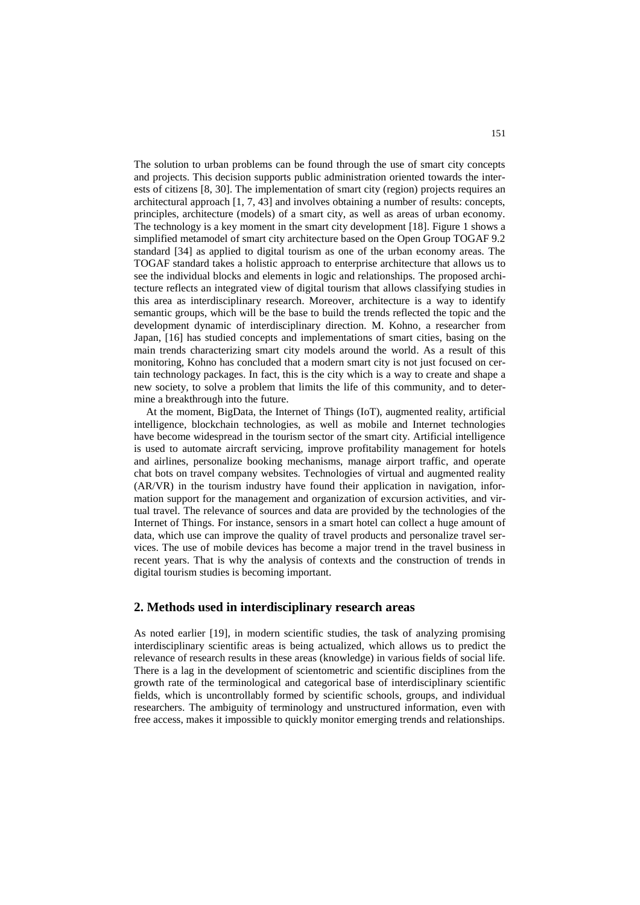The solution to urban problems can be found through the use of smart city concepts and projects. This decision supports public administration oriented towards the interests of citizens [8, 30]. The implementation of smart city (region) projects requires an architectural approach [1, 7, 43] and involves obtaining a number of results: concepts, principles, architecture (models) of a smart city, as well as areas of urban economy. The technology is a key moment in the smart city development [18]. Figure 1 shows a simplified metamodel of smart city architecture based on the Open Group TOGAF 9.2 standard [34] as applied to digital tourism as one of the urban economy areas. The TOGAF standard takes a holistic approach to enterprise architecture that allows us to see the individual blocks and elements in logic and relationships. The proposed architecture reflects an integrated view of digital tourism that allows classifying studies in this area as interdisciplinary research. Moreover, architecture is a way to identify semantic groups, which will be the base to build the trends reflected the topic and the development dynamic of interdisciplinary direction. M. Kohno, a researcher from Japan, [16] has studied concepts and implementations of smart cities, basing on the main trends characterizing smart city models around the world. As a result of this monitoring, Kohno has concluded that a modern smart city is not just focused on certain technology packages. In fact, this is the city which is a way to create and shape a new society, to solve a problem that limits the life of this community, and to determine a breakthrough into the future.

At the moment, BigData, the Internet of Things (IoT), augmented reality, artificial intelligence, blockchain technologies, as well as mobile and Internet technologies have become widespread in the tourism sector of the smart city. Artificial intelligence is used to automate aircraft servicing, improve profitability management for hotels and airlines, personalize booking mechanisms, manage airport traffic, and operate chat bots on travel company websites. Technologies of virtual and augmented reality (AR/VR) in the tourism industry have found their application in navigation, information support for the management and organization of excursion activities, and virtual travel. The relevance of sources and data are provided by the technologies of the Internet of Things. For instance, sensors in a smart hotel can collect a huge amount of data, which use can improve the quality of travel products and personalize travel services. The use of mobile devices has become a major trend in the travel business in recent years. That is why the analysis of contexts and the construction of trends in digital tourism studies is becoming important.

## 2. Methods used in interdisciplinary research areas

As noted earlier [19], in modern scientific studies, the task of analyzing promising interdisciplinary scientific areas is being actualized, which allows us to predict the relevance of research results in these areas (knowledge) in various fields of social life. There is a lag in the development of scientometric and scientific disciplines from the growth rate of the terminological and categorical base of interdisciplinary scientific fields, which is uncontrollably formed by scientific schools, groups, and individual researchers. The ambiguity of terminology and unstructured information, even with free access, makes it impossible to quickly monitor emerging trends and relationships.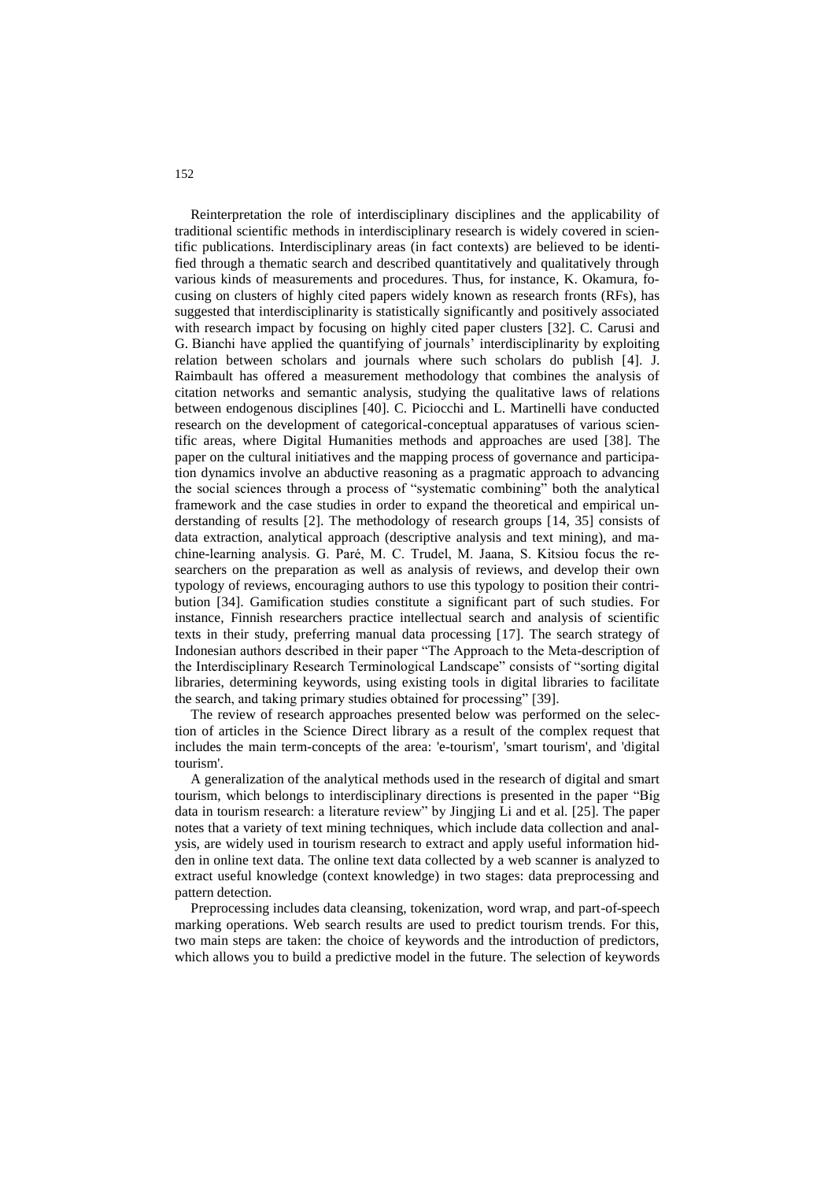Reinterpretation the role of interdisciplinary disciplines and the applicability of traditional scientific methods in interdisciplinary research is widely covered in scientific publications. Interdisciplinary areas (in fact contexts) are believed to be identified through a thematic search and described quantitatively and qualitatively through various kinds of measurements and procedures. Thus, for instance, K. Okamura, focusing on clusters of highly cited papers widely known as research fronts (RFs), has suggested that interdisciplinarity is statistically significantly and positively associated with research impact by focusing on highly cited paper clusters [32]. C. Carusi and G. Bianchi have applied the quantifying of journals' interdisciplinarity by exploiting relation between scholars and journals where such scholars do publish [4]. J. Raimbault has offered a measurement methodology that combines the analysis of citation networks and semantic analysis, studying the qualitative laws of relations between endogenous disciplines [40]. C. Piciocchi and L. Martinelli have conducted research on the development of categorical-conceptual apparatuses of various scientific areas, where Digital Humanities methods and approaches are used [38]. The paper on the cultural initiatives and the mapping process of governance and participation dynamics involve an abductive reasoning as a pragmatic approach to advancing the social sciences through a process of "systematic combining" both the analytical framework and the case studies in order to expand the theoretical and empirical understanding of results [2]. The methodology of research groups [14, 35] consists of data extraction, analytical approach (descriptive analysis and text mining), and machine-learning analysis. G. Paré, M. C. Trudel, M. Jaana, S. Kitsiou focus the researchers on the preparation as well as analysis of reviews, and develop their own typology of reviews, encouraging authors to use this typology to position their contribution [34]. Gamification studies constitute a significant part of such studies. For instance, Finnish researchers practice intellectual search and analysis of scientific texts in their study, preferring manual data processing [17]. The search strategy of Indonesian authors described in their paper "The Approach to the Meta-description of the Interdisciplinary Research Terminological Landscape" consists of "sorting digital libraries, determining keywords, using existing tools in digital libraries to facilitate the search, and taking primary studies obtained for processing" [39].

The review of research approaches presented below was performed on the selection of articles in the Science Direct library as a result of the complex request that includes the main term-concepts of the area: 'e-tourism', 'smart tourism', and 'digital tourism'.

A generalization of the analytical methods used in the research of digital and smart tourism, which belongs to interdisciplinary directions is presented in the paper "Big data in tourism research: a literature review" by Jingjing Li and et al. [25]. The paper notes that a variety of text mining techniques, which include data collection and analysis, are widely used in tourism research to extract and apply useful information hidden in online text data. The online text data collected by a web scanner is analyzed to extract useful knowledge (context knowledge) in two stages: data preprocessing and pattern detection.

Preprocessing includes data cleansing, tokenization, word wrap, and part-of-speech marking operations. Web search results are used to predict tourism trends. For this, two main steps are taken: the choice of keywords and the introduction of predictors, which allows you to build a predictive model in the future. The selection of keywords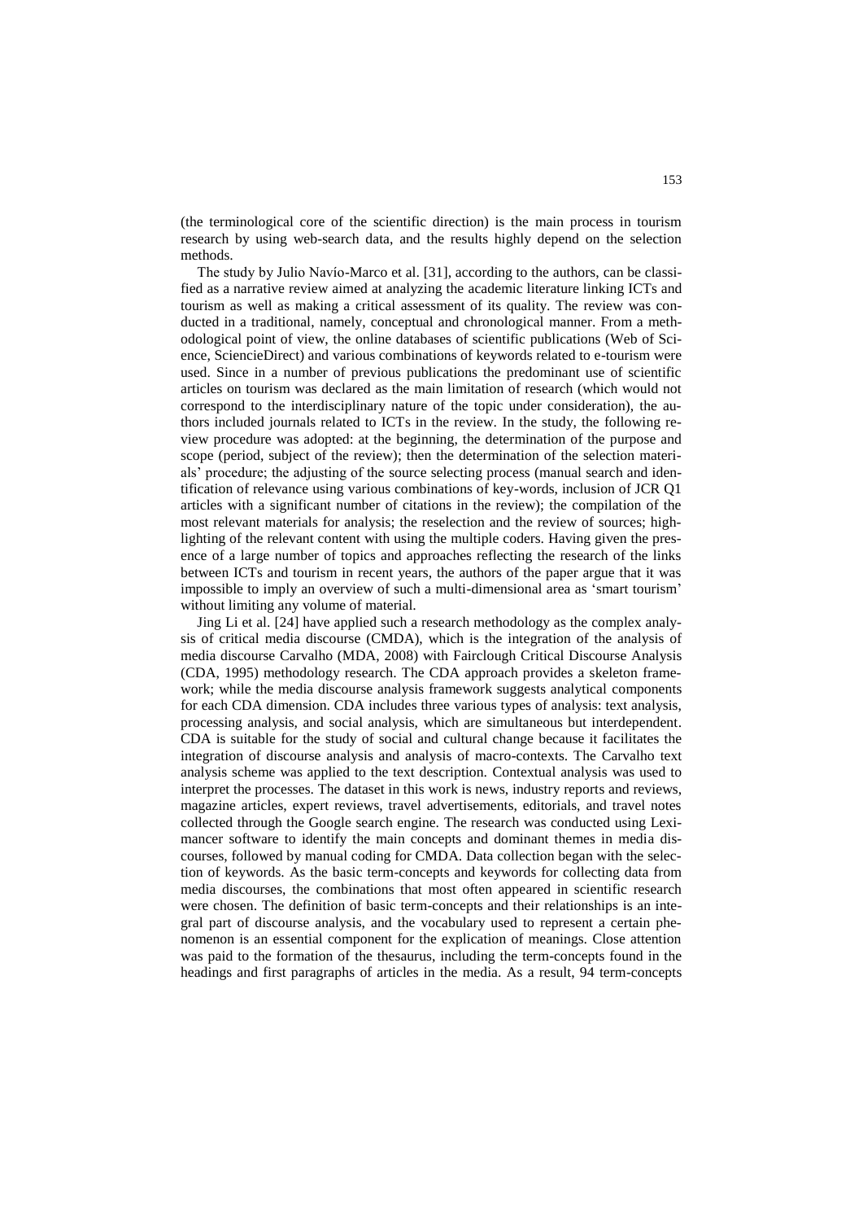(the terminological core of the scientific direction) is the main process in tourism research by using web-search data, and the results highly depend on the selection methods.

The study by Julio Navío-Marco et al. [31], according to the authors, can be classified as a narrative review aimed at analyzing the academic literature linking ICTs and tourism as well as making a critical assessment of its quality. The review was conducted in a traditional, namely, conceptual and chronological manner. From a methodological point of view, the online databases of scientific publications (Web of Science, SciencieDirect) and various combinations of keywords related to e-tourism were used. Since in a number of previous publications the predominant use of scientific articles on tourism was declared as the main limitation of research (which would not correspond to the interdisciplinary nature of the topic under consideration), the authors included journals related to ICTs in the review. In the study, the following review procedure was adopted: at the beginning, the determination of the purpose and scope (period, subject of the review); then the determination of the selection materials' procedure; the adjusting of the source selecting process (manual search and identification of relevance using various combinations of key-words, inclusion of JCR Q1 articles with a significant number of citations in the review); the compilation of the most relevant materials for analysis; the reselection and the review of sources; highlighting of the relevant content with using the multiple coders. Having given the presence of a large number of topics and approaches reflecting the research of the links between ICTs and tourism in recent years, the authors of the paper argue that it was impossible to imply an overview of such a multi-dimensional area as 'smart tourism' without limiting any volume of material.

Jing Li et al. [24] have applied such a research methodology as the complex analysis of critical media discourse (CMDA), which is the integration of the analysis of media discourse Carvalho (MDA, 2008) with Fairclough Critical Discourse Analysis (CDA, 1995) methodology research. The CDA approach provides a skeleton framework; while the media discourse analysis framework suggests analytical components for each CDA dimension. CDA includes three various types of analysis: text analysis, processing analysis, and social analysis, which are simultaneous but interdependent. CDA is suitable for the study of social and cultural change because it facilitates the integration of discourse analysis and analysis of macro-contexts. The Carvalho text analysis scheme was applied to the text description. Contextual analysis was used to interpret the processes. The dataset in this work is news, industry reports and reviews, magazine articles, expert reviews, travel advertisements, editorials, and travel notes collected through the Google search engine. The research was conducted using Leximancer software to identify the main concepts and dominant themes in media discourses, followed by manual coding for CMDA. Data collection began with the selection of keywords. As the basic term-concepts and keywords for collecting data from media discourses, the combinations that most often appeared in scientific research were chosen. The definition of basic term-concepts and their relationships is an integral part of discourse analysis, and the vocabulary used to represent a certain phenomenon is an essential component for the explication of meanings. Close attention was paid to the formation of the thesaurus, including the term-concepts found in the headings and first paragraphs of articles in the media. As a result, 94 term-concepts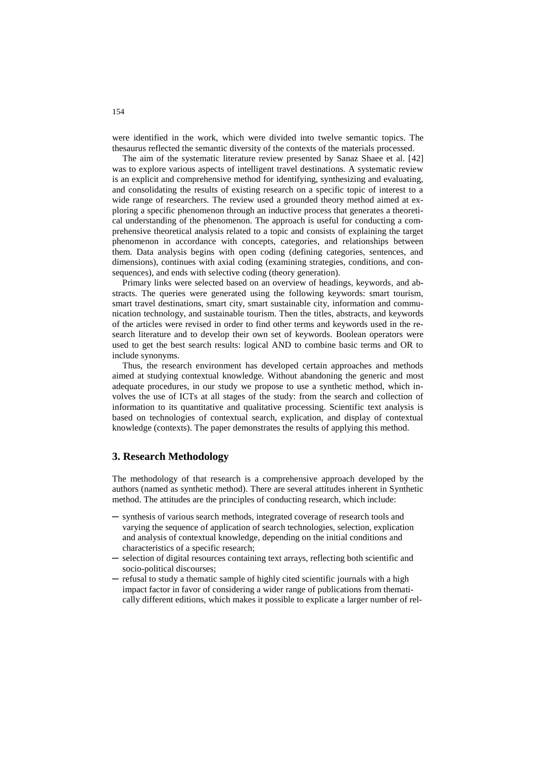were identified in the work, which were divided into twelve semantic topics. The thesaurus reflected the semantic diversity of the contexts of the materials processed.

The aim of the systematic literature review presented by Sanaz Shaee et al. [42] was to explore various aspects of intelligent travel destinations. A systematic review is an explicit and comprehensive method for identifying, synthesizing and evaluating, and consolidating the results of existing research on a specific topic of interest to a wide range of researchers. The review used a grounded theory method aimed at exploring a specific phenomenon through an inductive process that generates a theoretical understanding of the phenomenon. The approach is useful for conducting a comprehensive theoretical analysis related to a topic and consists of explaining the target phenomenon in accordance with concepts, categories, and relationships between them. Data analysis begins with open coding (defining categories, sentences, and dimensions), continues with axial coding (examining strategies, conditions, and consequences), and ends with selective coding (theory generation).

Primary links were selected based on an overview of headings, keywords, and abstracts. The queries were generated using the following keywords: smart tourism, smart travel destinations, smart city, smart sustainable city, information and communication technology, and sustainable tourism. Then the titles, abstracts, and keywords of the articles were revised in order to find other terms and keywords used in the research literature and to develop their own set of keywords. Boolean operators were used to get the best search results: logical AND to combine basic terms and OR to include synonyms.

Thus, the research environment has developed certain approaches and methods aimed at studying contextual knowledge. Without abandoning the generic and most adequate procedures, in our study we propose to use a synthetic method, which involves the use of ICTs at all stages of the study: from the search and collection of information to its quantitative and qualitative processing. Scientific text analysis is based on technologies of contextual search, explication, and display of contextual knowledge (contexts). The paper demonstrates the results of applying this method.

## 3. Research Methodology

The methodology of that research is a comprehensive approach developed by the authors (named as synthetic method). There are several attitudes inherent in Synthetic method. The attitudes are the principles of conducting research, which include:

- synthesis of various search methods, integrated coverage of research tools and varying the sequence of application of search technologies, selection, explication and analysis of contextual knowledge, depending on the initial conditions and characteristics of a specific research;
- selection of digital resources containing text arrays, reflecting both scientific and socio-political discourses;
- refusal to study a thematic sample of highly cited scientific journals with a high impact factor in favor of considering a wider range of publications from thematically different editions, which makes it possible to explicate a larger number of rel-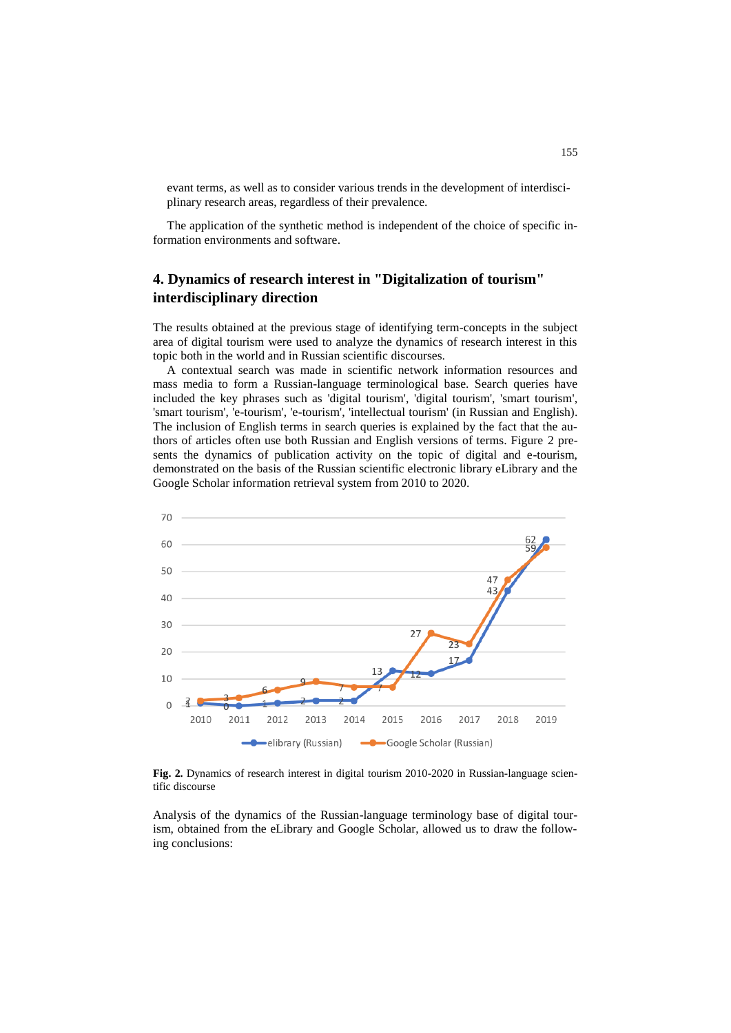evant terms, as well as to consider various trends in the development of interdisciplinary research areas, regardless of their prevalence.

The application of the synthetic method is independent of the choice of specific information environments and software.

## 4. Dynamics of research interest in "Digitalization of tourism" interdisciplinary direction

The results obtained at the previous stage of identifying term-concepts in the subject area of digital tourism were used to analyze the dynamics of research interest in this topic both in the world and in Russian scientific discourses.

A contextual search was made in scientific network information resources and mass media to form a Russian-language terminological base. Search queries have included the key phrases such as 'digital tourism', 'digital tourism', 'smart tourism', 'smart tourism', 'e-tourism', 'e-tourism', 'intellectual tourism' (in Russian and English). The inclusion of English terms in search queries is explained by the fact that the authors of articles often use both Russian and English versions of terms. Figure 2 presents the dynamics of publication activity on the topic of digital and e-tourism, demonstrated on the basis of the Russian scientific electronic library eLibrary and the Google Scholar information retrieval system from 2010 to 2020.

**Fig. 2.** Dynamics of research interest in digital tourism 2010-2020 in Russian-language scientific discourse

Analysis of the dynamics of the Russian-language terminology base of digital tourism, obtained from the eLibrary and Google Scholar, allowed us to draw the following conclusions: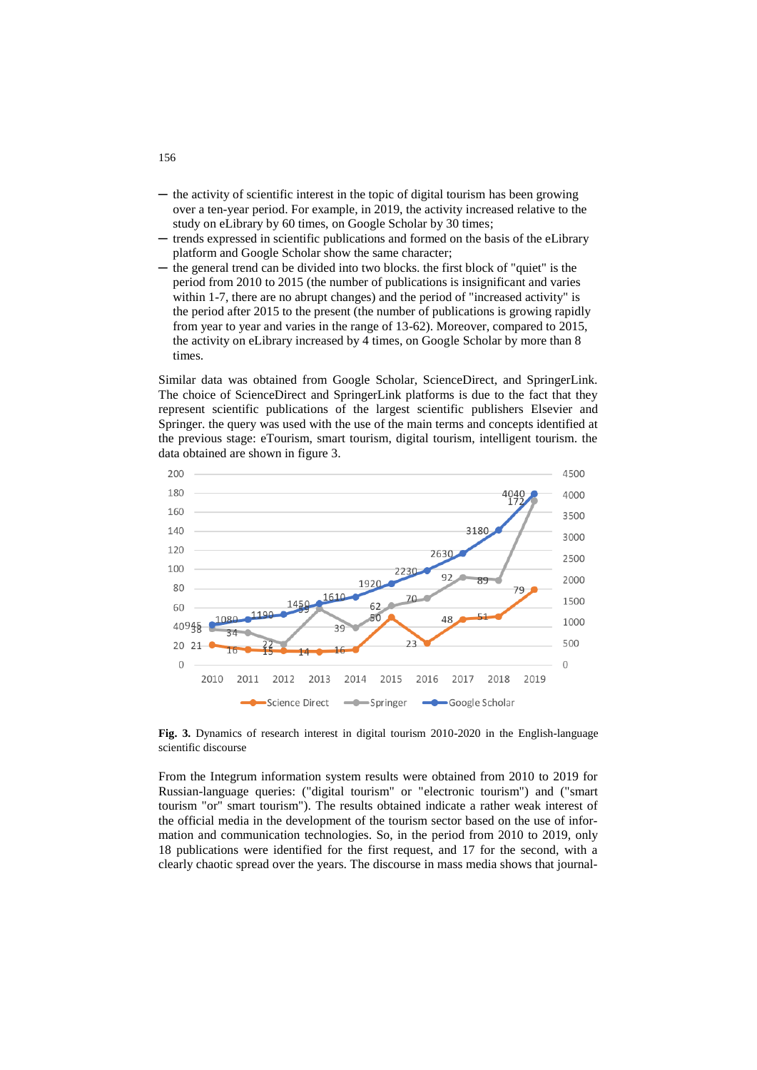- the activity of scientific interest in the topic of digital tourism has been growing over a ten-year period. For example, in 2019, the activity increased relative to the study on eLibrary by 60 times, on Google Scholar by 30 times;
- trends expressed in scientific publications and formed on the basis of the eLibrary platform and Google Scholar show the same character;
- the general trend can be divided into two blocks. the first block of "quiet" is the period from 2010 to 2015 (the number of publications is insignificant and varies within 1-7, there are no abrupt changes) and the period of "increased activity" is the period after 2015 to the present (the number of publications is growing rapidly from year to year and varies in the range of 13-62). Moreover, compared to 2015, the activity on eLibrary increased by 4 times, on Google Scholar by more than 8 times.

Similar data was obtained from Google Scholar, ScienceDirect, and SpringerLink. The choice of ScienceDirect and SpringerLink platforms is due to the fact that they represent scientific publications of the largest scientific publishers Elsevier and Springer. the query was used with the use of the main terms and concepts identified at the previous stage: eTourism, smart tourism, digital tourism, intelligent tourism. the data obtained are shown in figure 3.

| Year | Science Direct | Springer | Google Scholar |
|---|---|---|---|
| 2010 | 21 | 38 | 945 |
| 2011 | 16 | 34 | 1080 |
| 2012 | 15 | 22 | 1190 |
| 2013 | 14 | 59 | 1450 |
| 2014 | 16 | 39 | 1610 |
| 2015 | 50 | 62 | 1920 |
| 2016 | 23 | 70 | 2230 |
| 2017 | 48 | 92 | 2630 |
| 2018 | 51 | 89 | 3180 |
| 2019 | 79 | 172 | 4040 |

**Fig. 3.** Dynamics of research interest in digital tourism 2010-2020 in the English-language scientific discourse

From the Integrum information system results were obtained from 2010 to 2019 for Russian-language queries: ("digital tourism" or "electronic tourism") and ("smart tourism "or" smart tourism"). The results obtained indicate a rather weak interest of the official media in the development of the tourism sector based on the use of information and communication technologies. So, in the period from 2010 to 2019, only 18 publications were identified for the first request, and 17 for the second, with a clearly chaotic spread over the years. The discourse in mass media shows that journal-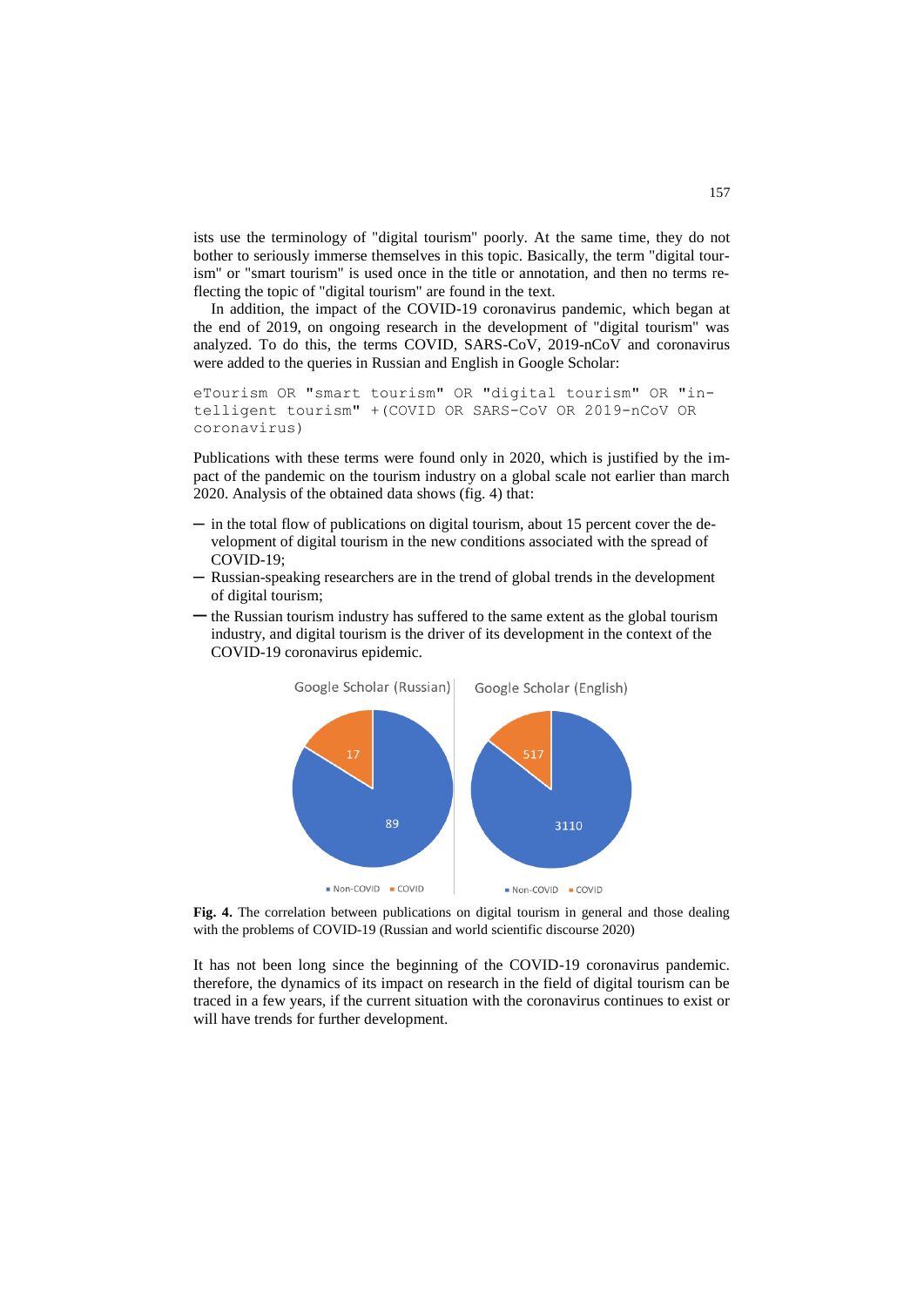ists use the terminology of "digital tourism" poorly. At the same time, they do not bother to seriously immerse themselves in this topic. Basically, the term "digital tourism" or "smart tourism" is used once in the title or annotation, and then no terms reflecting the topic of "digital tourism" are found in the text.

In addition, the impact of the COVID-19 coronavirus pandemic, which began at the end of 2019, on ongoing research in the development of "digital tourism" was analyzed. To do this, the terms COVID, SARS-CoV, 2019-nCoV and coronavirus were added to the queries in Russian and English in Google Scholar:

```
eTourism OR "smart tourism" OR "digital tourism" OR "intelligent tourism" +(COVID OR SARS-CoV OR 2019-nCoV OR coronavirus)
```

Publications with these terms were found only in 2020, which is justified by the impact of the pandemic on the tourism industry on a global scale not earlier than march 2020. Analysis of the obtained data shows (fig. 4) that:

- in the total flow of publications on digital tourism, about 15 percent cover the development of digital tourism in the new conditions associated with the spread of COVID-19;
- Russian-speaking researchers are in the trend of global trends in the development of digital tourism;
- the Russian tourism industry has suffered to the same extent as the global tourism industry, and digital tourism is the driver of its development in the context of the COVID-19 coronavirus epidemic.

**Fig. 4.** The correlation between publications on digital tourism in general and those dealing with the problems of COVID-19 (Russian and world scientific discourse 2020)

It has not been long since the beginning of the COVID-19 coronavirus pandemic. therefore, the dynamics of its impact on research in the field of digital tourism can be traced in a few years, if the current situation with the coronavirus continues to exist or will have trends for further development.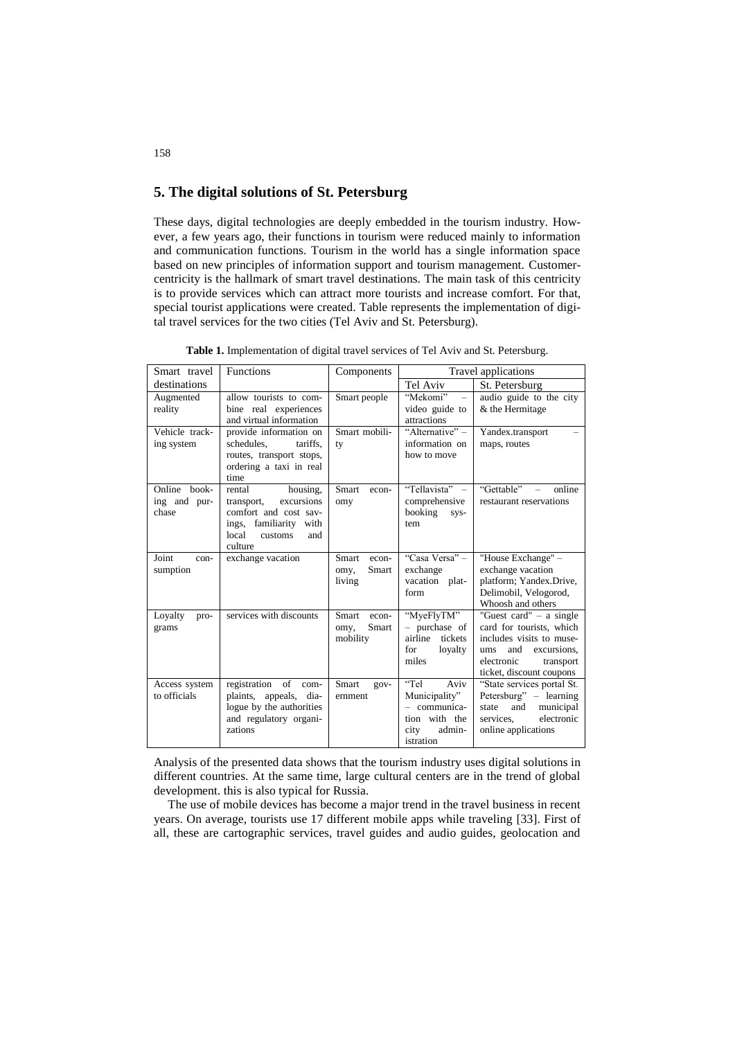## 5. The digital solutions of St. Petersburg

These days, digital technologies are deeply embedded in the tourism industry. However, a few years ago, their functions in tourism were reduced mainly to information and communication functions. Tourism in the world has a single information space based on new principles of information support and tourism management. Customer-centricity is the hallmark of smart travel destinations. The main task of this centricity is to provide services which can attract more tourists and increase comfort. For that, special tourist applications were created. Table represents the implementation of digital travel services for the two cities (Tel Aviv and St. Petersburg).

**Table 1.** Implementation of digital travel services of Tel Aviv and St. Petersburg.

| Smart travel destinations | Functions | Components | Travel applications | |
|---|---|---|---|---|
| | | | Tel Aviv | St. Petersburg |
| Augmented reality | allow tourists to combine real experiences and virtual information | Smart people | "Mekomi" – video guide to attractions | audio guide to the city & the Hermitage |
| Vehicle tracking system | provide information on schedules, tariffs, routes, transport stops, ordering a taxi in real time | Smart mobility | "Alternative" – information on how to move | Yandex.transport – maps, routes |
| Online booking and purchase | rental housing, transport, excursions comfort and cost savings, familiarity with local customs and culture | Smart economy | "Tellavista" – comprehensive booking system | "Gettable" – online restaurant reservations |
| Joint consumption | exchange vacation | Smart economy, Smart living | "Casa Versa" – exchange vacation platform | "House Exchange" – exchange vacation platform; Yandex.Drive, Delimobil, Velogorod, Whoosh and others |
| Loyalty programs | services with discounts | Smart economy, Smart mobility | "MyeFlyTM" – purchase of airline tickets for loyalty miles | "Guest card" – a single card for tourists, which includes visits to museums and excursions, electronic transport ticket, discount coupons |
| Access system to officials | registration of complaints, appeals, dialogue by the authorities and regulatory organizations | Smart government | "Tel Aviv Municipality" – communication with the city administration | "State services portal St. Petersburg" – learning state and municipal services, electronic online applications |

Analysis of the presented data shows that the tourism industry uses digital solutions in different countries. At the same time, large cultural centers are in the trend of global development. this is also typical for Russia.

The use of mobile devices has become a major trend in the travel business in recent years. On average, tourists use 17 different mobile apps while traveling [33]. First of all, these are cartographic services, travel guides and audio guides, geolocation and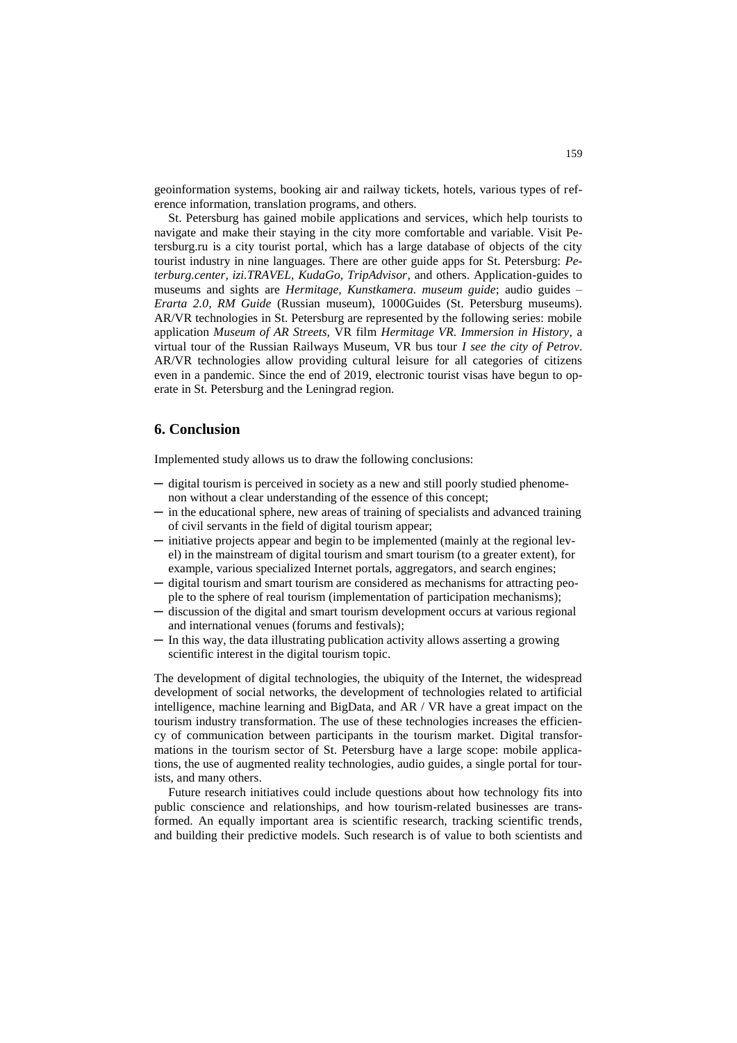geoinformation systems, booking air and railway tickets, hotels, various types of reference information, translation programs, and others.

St. Petersburg has gained mobile applications and services, which help tourists to navigate and make their staying in the city more comfortable and variable. Visit Petersburg.ru is a city tourist portal, which has a large database of objects of the city tourist industry in nine languages. There are other guide apps for St. Petersburg: *Peterburg.center, izi.TRAVEL, KudaGo, TripAdvisor*, and others. Application-guides to museums and sights are *Hermitage, Kunstkamera. museum guide*; audio guides – *Erarta 2.0, RM Guide* (Russian museum), 1000Guides (St. Petersburg museums). AR/VR technologies in St. Petersburg are represented by the following series: mobile application *Museum of AR Streets*, VR film *Hermitage VR. Immersion in History*, a virtual tour of the Russian Railways Museum, VR bus tour *I see the city of Petrov*. AR/VR technologies allow providing cultural leisure for all categories of citizens even in a pandemic. Since the end of 2019, electronic tourist visas have begun to operate in St. Petersburg and the Leningrad region.

## 6. Conclusion

Implemented study allows us to draw the following conclusions:

- digital tourism is perceived in society as a new and still poorly studied phenomenon without a clear understanding of the essence of this concept;
- in the educational sphere, new areas of training of specialists and advanced training of civil servants in the field of digital tourism appear;
- initiative projects appear and begin to be implemented (mainly at the regional level) in the mainstream of digital tourism and smart tourism (to a greater extent), for example, various specialized Internet portals, aggregators, and search engines;
- digital tourism and smart tourism are considered as mechanisms for attracting people to the sphere of real tourism (implementation of participation mechanisms);
- discussion of the digital and smart tourism development occurs at various regional and international venues (forums and festivals);
- In this way, the data illustrating publication activity allows asserting a growing scientific interest in the digital tourism topic.

The development of digital technologies, the ubiquity of the Internet, the widespread development of social networks, the development of technologies related to artificial intelligence, machine learning and BigData, and AR / VR have a great impact on the tourism industry transformation. The use of these technologies increases the efficiency of communication between participants in the tourism market. Digital transformations in the tourism sector of St. Petersburg have a large scope: mobile applications, the use of augmented reality technologies, audio guides, a single portal for tourists, and many others.

Future research initiatives could include questions about how technology fits into public conscience and relationships, and how tourism-related businesses are transformed. An equally important area is scientific research, tracking scientific trends, and building their predictive models. Such research is of value to both scientists and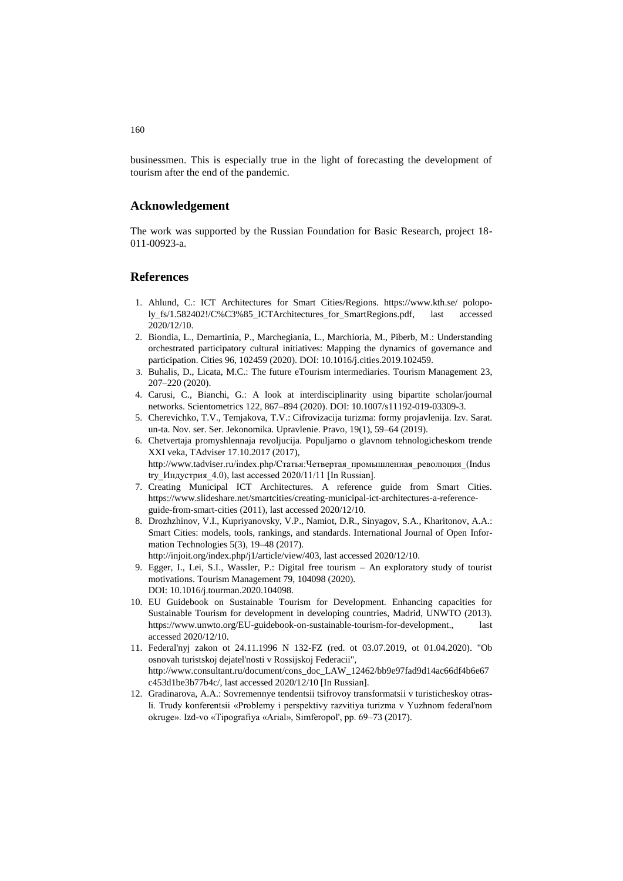businessmen. This is especially true in the light of forecasting the development of tourism after the end of the pandemic.

## Acknowledgement

The work was supported by the Russian Foundation for Basic Research, project 18-011-00923-a.

## References

1. Ahlund, C.: ICT Architectures for Smart Cities/Regions. https://www.kth.se/ polopoly_fs/1.582402!/C%C3%85_ICTArchitectures_for_SmartRegions.pdf, last accessed 2020/12/10.
2. Biondia, L., Demartinia, P., Marchegiania, L., Marchioria, M., Piberb, M.: Understanding orchestrated participatory cultural initiatives: Mapping the dynamics of governance and participation. Cities 96, 102459 (2020). DOI: 10.1016/j.cities.2019.102459.
3. Buhalis, D., Licata, M.C.: The future eTourism intermediaries. Tourism Management 23, 207–220 (2020).
4. Carusi, C., Bianchi, G.: A look at interdisciplinarity using bipartite scholar/journal networks. Scientometrics 122, 867–894 (2020). DOI: 10.1007/s11192-019-03309-3.
5. Cherevichko, T.V., Temjakova, T.V.: Cifrovizacija turizma: formy projavlenija. Izv. Sarat. un-ta. Nov. ser. Ser. Jekonomika. Upravlenie. Pravo, 19(1), 59–64 (2019).
6. Chetvertaja promyshlennaja revoljucija. Populjarno o glavnom tehnologicheskom trende XXI veka, TAdviser 17.10.2017 (2017), http://www.tadviser.ru/index.php/Статья:Четвертая_промышленная_революция_(Industry_Индустрия_4.0), last accessed 2020/11/11 [In Russian].
7. Creating Municipal ICT Architectures. A reference guide from Smart Cities. https://www.slideshare.net/smartcities/creating-municipal-ict-architectures-a-reference-guide-from-smart-cities (2011), last accessed 2020/12/10.
8. Drozhzhinov, V.I., Kupriyanovsky, V.P., Namiot, D.R., Sinyagov, S.A., Kharitonov, A.A.: Smart Cities: models, tools, rankings, and standards. International Journal of Open Information Technologies 5(3), 19–48 (2017). http://injoit.org/index.php/j1/article/view/403, last accessed 2020/12/10.
9. Egger, I., Lei, S.I., Wassler, P.: Digital free tourism – An exploratory study of tourist motivations. Tourism Management 79, 104098 (2020). DOI: 10.1016/j.tourman.2020.104098.
10. EU Guidebook on Sustainable Tourism for Development. Enhancing capacities for Sustainable Tourism for development in developing countries, Madrid, UNWTO (2013). https://www.unwto.org/EU-guidebook-on-sustainable-tourism-for-development., last accessed 2020/12/10.
11. Federal'nyj zakon ot 24.11.1996 N 132-FZ (red. ot 03.07.2019, ot 01.04.2020). "Ob osnovah turistskoj dejatel'nosti v Rossijskoj Federacii", http://www.consultant.ru/document/cons_doc_LAW_12462/bb9e97fad9d14ac66df4b6e67c453d1be3b77b4c/, last accessed 2020/12/10 [In Russian].
12. Gradinarova, A.A.: Sovremennye tendentsii tsifrovoy transformatsii v turisticheskoy otrasli. Trudy konferentsii «Problemy i perspektivy razvitiya turizma v Yuzhnom federal'nom okruge». Izd-vo «Tipografiya «Arial», Simferopol', pp. 69–73 (2017).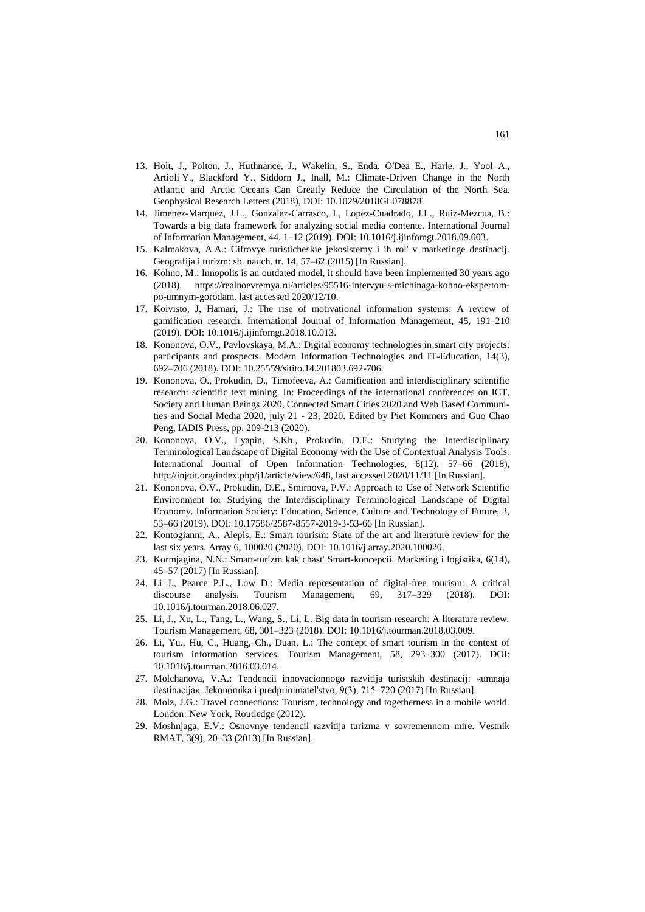13. Holt, J., Polton, J., Huthnance, J., Wakelin, S., Enda, O'Dea E., Harle, J., Yool A., Artioli Y., Blackford Y., Siddorn J., Inall, M.: Climate-Driven Change in the North Atlantic and Arctic Oceans Can Greatly Reduce the Circulation of the North Sea. Geophysical Research Letters (2018), DOI: 10.1029/2018GL078878.
14. Jimenez-Marquez, J.L., Gonzalez-Carrasco, I., Lopez-Cuadrado, J.L., Ruiz-Mezcua, B.: Towards a big data framework for analyzing social media contente. International Journal of Information Management, 44, 1–12 (2019). DOI: 10.1016/j.ijinfomgt.2018.09.003.
15. Kalmakova, A.A.: Cifrovye turisticheskie jekosistemy i ih rol' v marketinge destinacij. Geografija i turizm: sb. nauch. tr. 14, 57–62 (2015) [In Russian].
16. Kohno, M.: Innopolis is an outdated model, it should have been implemented 30 years ago (2018). https://realnoevremya.ru/articles/95516-intervyu-s-michinaga-kohno-ekspertom-po-umnym-gorodam, last accessed 2020/12/10.
17. Koivisto, J, Hamari, J.: The rise of motivational information systems: A review of gamification research. International Journal of Information Management, 45, 191–210 (2019). DOI: 10.1016/j.ijinfomgt.2018.10.013.
18. Kononova, O.V., Pavlovskaya, M.A.: Digital economy technologies in smart city projects: participants and prospects. Modern Information Technologies and IT-Education, 14(3), 692–706 (2018). DOI: 10.25559/sitito.14.201803.692-706.
19. Kononova, O., Prokudin, D., Timofeeva, A.: Gamification and interdisciplinary scientific research: scientific text mining. In: Proceedings of the international conferences on ICT, Society and Human Beings 2020, Connected Smart Cities 2020 and Web Based Communities and Social Media 2020, july 21 - 23, 2020. Edited by Piet Kommers and Guo Chao Peng, IADIS Press, pp. 209-213 (2020).
20. Kononova, O.V., Lyapin, S.Kh., Prokudin, D.E.: Studying the Interdisciplinary Terminological Landscape of Digital Economy with the Use of Contextual Analysis Tools. International Journal of Open Information Technologies, 6(12), 57–66 (2018), http://injoit.org/index.php/j1/article/view/648, last accessed 2020/11/11 [In Russian].
21. Kononova, O.V., Prokudin, D.E., Smirnova, P.V.: Approach to Use of Network Scientific Environment for Studying the Interdisciplinary Terminological Landscape of Digital Economy. Information Society: Education, Science, Culture and Technology of Future, 3, 53–66 (2019). DOI: 10.17586/2587-8557-2019-3-53-66 [In Russian].
22. Kontogianni, A., Alepis, E.: Smart tourism: State of the art and literature review for the last six years. Array 6, 100020 (2020). DOI: 10.1016/j.array.2020.100020.
23. Kormjagina, N.N.: Smart-turizm kak chast' Smart-koncepcii. Marketing i logistika, 6(14), 45–57 (2017) [In Russian].
24. Li J., Pearce P.L., Low D.: Media representation of digital-free tourism: A critical discourse analysis. Tourism Management, 69, 317–329 (2018). DOI: 10.1016/j.tourman.2018.06.027.
25. Li, J., Xu, L., Tang, L., Wang, S., Li, L. Big data in tourism research: A literature review. Tourism Management, 68, 301–323 (2018). DOI: 10.1016/j.tourman.2018.03.009.
26. Li, Yu., Hu, C., Huang, Ch., Duan, L.: The concept of smart tourism in the context of tourism information services. Tourism Management, 58, 293–300 (2017). DOI: 10.1016/j.tourman.2016.03.014.
27. Molchanova, V.A.: Tendencii innovacionnogo razvitija turistskih destinacij: «umnaja destinacija». Jekonomika i predprinimatel'stvo, 9(3), 715–720 (2017) [In Russian].
28. Molz, J.G.: Travel connections: Tourism, technology and togetherness in a mobile world. London: New York, Routledge (2012).
29. Moshnjaga, E.V.: Osnovnye tendencii razvitija turizma v sovremennom mire. Vestnik RMAT, 3(9), 20–33 (2013) [In Russian].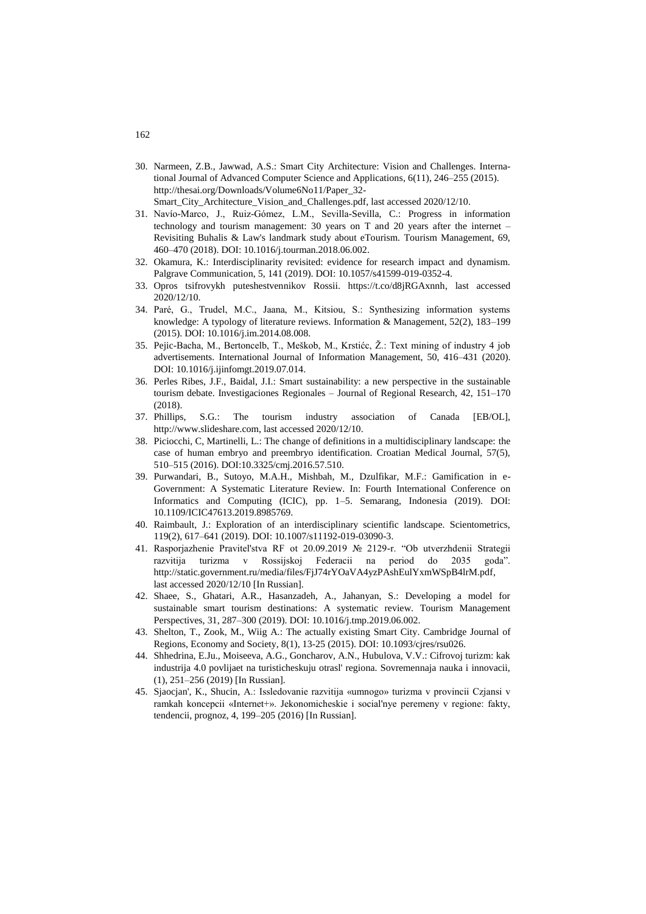30. Narmeen, Z.B., Jawwad, A.S.: Smart City Architecture: Vision and Challenges. International Journal of Advanced Computer Science and Applications, 6(11), 246–255 (2015). http://thesai.org/Downloads/Volume6No11/Paper_32-Smart_City_Architecture_Vision_and_Challenges.pdf, last accessed 2020/12/10.
31. Navío-Marco, J., Ruiz-Gómez, L.M., Sevilla-Sevilla, C.: Progress in information technology and tourism management: 30 years on T and 20 years after the internet – Revisiting Buhalis & Law's landmark study about eTourism. Tourism Management, 69, 460–470 (2018). DOI: 10.1016/j.tourman.2018.06.002.
32. Okamura, K.: Interdisciplinarity revisited: evidence for research impact and dynamism. Palgrave Communication, 5, 141 (2019). DOI: 10.1057/s41599-019-0352-4.
33. Opros tsifrovykh puteshestvennikov Rossii. https://t.co/d8jRGAxnnh, last accessed 2020/12/10.
34. Paré, G., Trudel, M.C., Jaana, M., Kitsiou, S.: Synthesizing information systems knowledge: A typology of literature reviews. Information & Management, 52(2), 183–199 (2015). DOI: 10.1016/j.im.2014.08.008.
35. Pejic-Bacha, M., Bertoncelb, T., Meškob, M., Krstićc, Ž.: Text mining of industry 4 job advertisements. International Journal of Information Management, 50, 416–431 (2020). DOI: 10.1016/j.ijinfomgt.2019.07.014.
36. Perles Ribes, J.F., Baidal, J.I.: Smart sustainability: a new perspective in the sustainable tourism debate. Investigaciones Regionales – Journal of Regional Research, 42, 151–170 (2018).
37. Phillips, S.G.: The tourism industry association of Canada [EB/OL], http://www.slideshare.com, last accessed 2020/12/10.
38. Piciocchi, C, Martinelli, L.: The change of definitions in a multidisciplinary landscape: the case of human embryo and preembryo identification. Croatian Medical Journal, 57(5), 510–515 (2016). DOI:10.3325/cmj.2016.57.510.
39. Purwandari, B., Sutoyo, M.A.H., Mishbah, M., Dzulfikar, M.F.: Gamification in e-Government: A Systematic Literature Review. In: Fourth International Conference on Informatics and Computing (ICIC), pp. 1–5. Semarang, Indonesia (2019). DOI: 10.1109/ICIC47613.2019.8985769.
40. Raimbault, J.: Exploration of an interdisciplinary scientific landscape. Scientometrics, 119(2), 617–641 (2019). DOI: 10.1007/s11192-019-03090-3.
41. Rasporjazhenie Pravitel'stva RF ot 20.09.2019 № 2129-r. "Ob utverzhdenii Strategii razvitija turizma v Rossijskoj Federacii na period do 2035 goda". http://static.government.ru/media/files/FjJ74rYOaVA4yzPAshEulYxmWSpB4lrM.pdf, last accessed 2020/12/10 [In Russian].
42. Shaee, S., Ghatari, A.R., Hasanzadeh, A., Jahanyan, S.: Developing a model for sustainable smart tourism destinations: A systematic review. Tourism Management Perspectives, 31, 287–300 (2019). DOI: 10.1016/j.tmp.2019.06.002.
43. Shelton, T., Zook, M., Wiig A.: The actually existing Smart City. Cambridge Journal of Regions, Economy and Society, 8(1), 13-25 (2015). DOI: 10.1093/cjres/rsu026.
44. Shhedrina, E.Ju., Moiseeva, A.G., Goncharov, A.N., Hubulova, V.V.: Cifrovoj turizm: kak industrija 4.0 povlijaet na turisticheskuju otrasl' regiona. Sovremennaja nauka i innovacii, (1), 251–256 (2019) [In Russian].
45. Sjaocjan', K., Shucin, A.: Issledovanie razvitija «umnogo» turizma v provincii Czjansi v ramkah koncepcii «Internet+». Jekonomicheskie i social'nye peremeny v regione: fakty, tendencii, prognoz, 4, 199–205 (2016) [In Russian].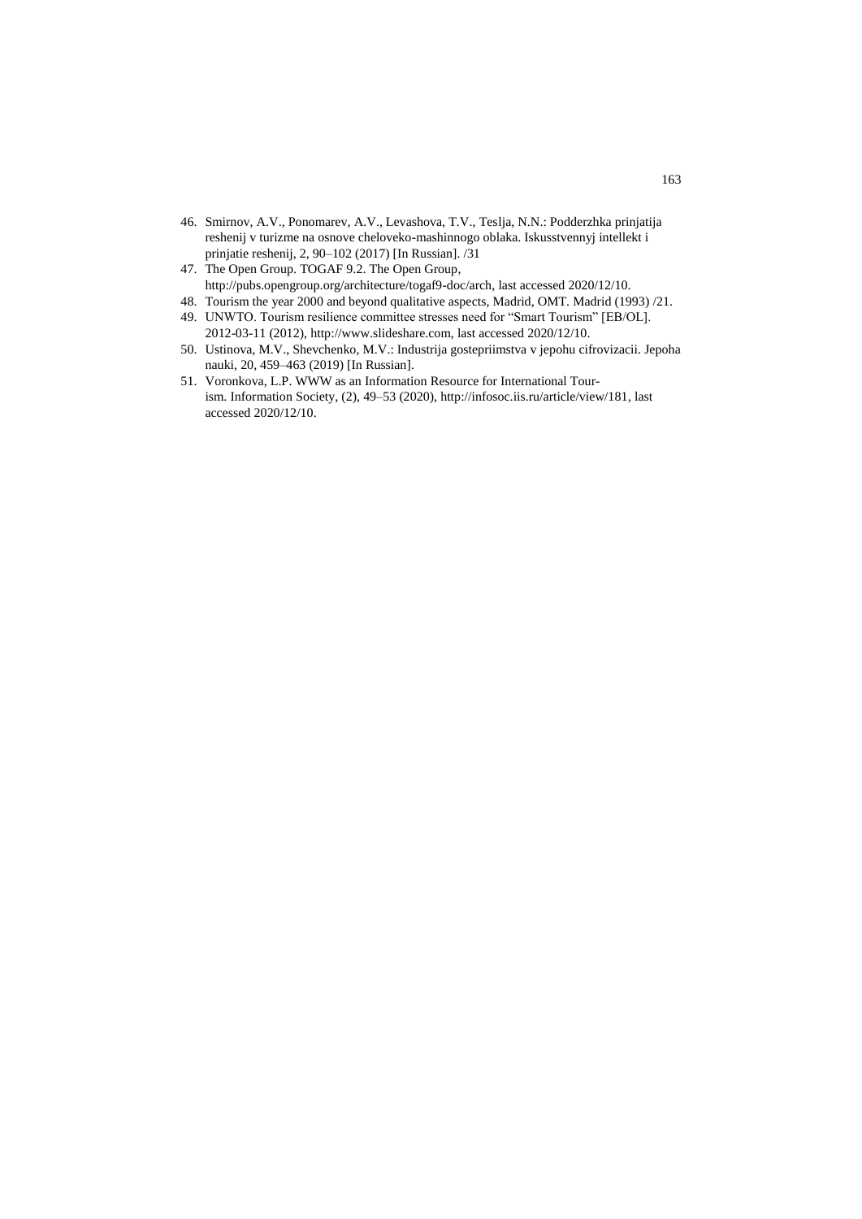46. Smirnov, A.V., Ponomarev, A.V., Levashova, T.V., Teslja, N.N.: Podderzhka prinjatija reshenij v turizme na osnove cheloveko-mashinnogo oblaka. Iskusstvennyj intellekt i prinjatie reshenij, 2, 90–102 (2017) [In Russian]. /31
47. The Open Group. TOGAF 9.2. The Open Group, http://pubs.opengroup.org/architecture/togaf9-doc/arch, last accessed 2020/12/10.
48. Tourism the year 2000 and beyond qualitative aspects, Madrid, OMT. Madrid (1993) /21.
49. UNWTO. Tourism resilience committee stresses need for "Smart Tourism" [EB/OL]. 2012-03-11 (2012), http://www.slideshare.com, last accessed 2020/12/10.
50. Ustinova, M.V., Shevchenko, M.V.: Industrija gostepriimstva v jepohu cifrovizacii. Jepoha nauki, 20, 459–463 (2019) [In Russian].
51. Voronkova, L.P. WWW as an Information Resource for International Tourism. Information Society, (2), 49–53 (2020), http://infosoc.iis.ru/article/view/181, last accessed 2020/12/10.